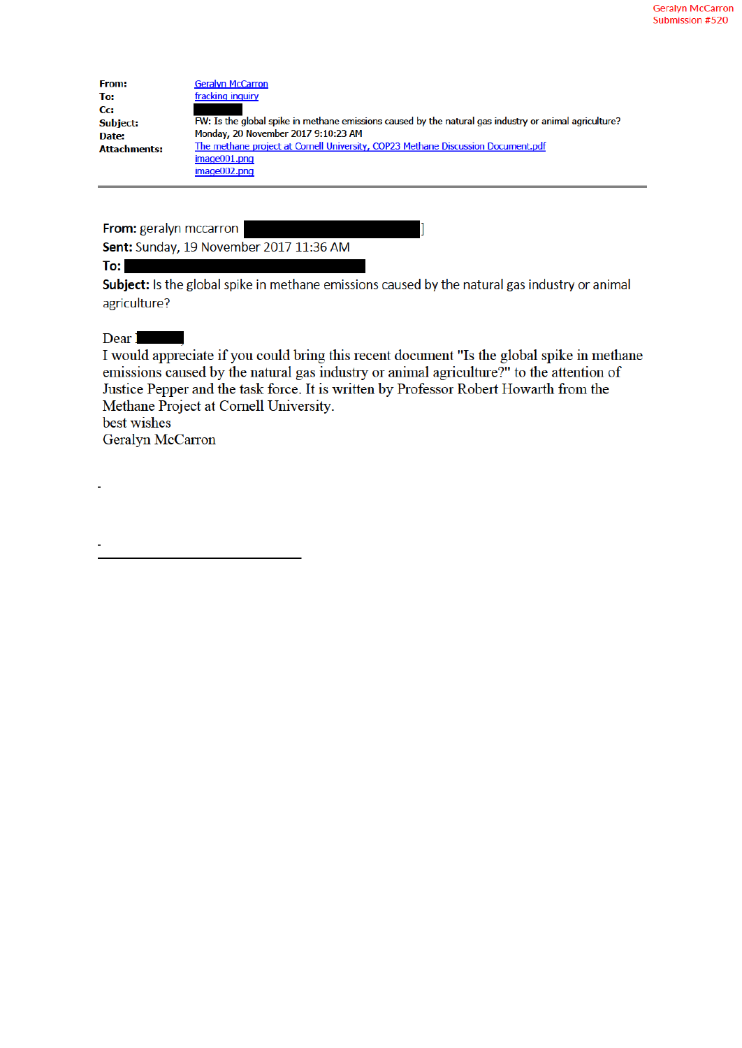Geralyn McCarron
Submission #520

| | |
|---|---|
| **From:** | Geralyn McCarron |
| **To:** | fracking inquiry |
| **Cc:** | |
| **Subject:** | FW: Is the global spike in methane emissions caused by the natural gas industry or animal agriculture? |
| **Date:** | Monday, 20 November 2017 9:10:23 AM |
| **Attachments:** | The methane project at Cornell University, COP23 Methane Discussion Document.pdf<br>image001.png<br>image002.png |

---

**From:** geralyn mccarron ]
**Sent:** Sunday, 19 November 2017 11:36 AM
**To:**
**Subject:** Is the global spike in methane emissions caused by the natural gas industry or animal agriculture?

Dear

I would appreciate if you could bring this recent document "Is the global spike in methane emissions caused by the natural gas industry or animal agriculture?" to the attention of Justice Pepper and the task force. It is written by Professor Robert Howarth from the Methane Project at Cornell University.

best wishes

Geralyn McCarron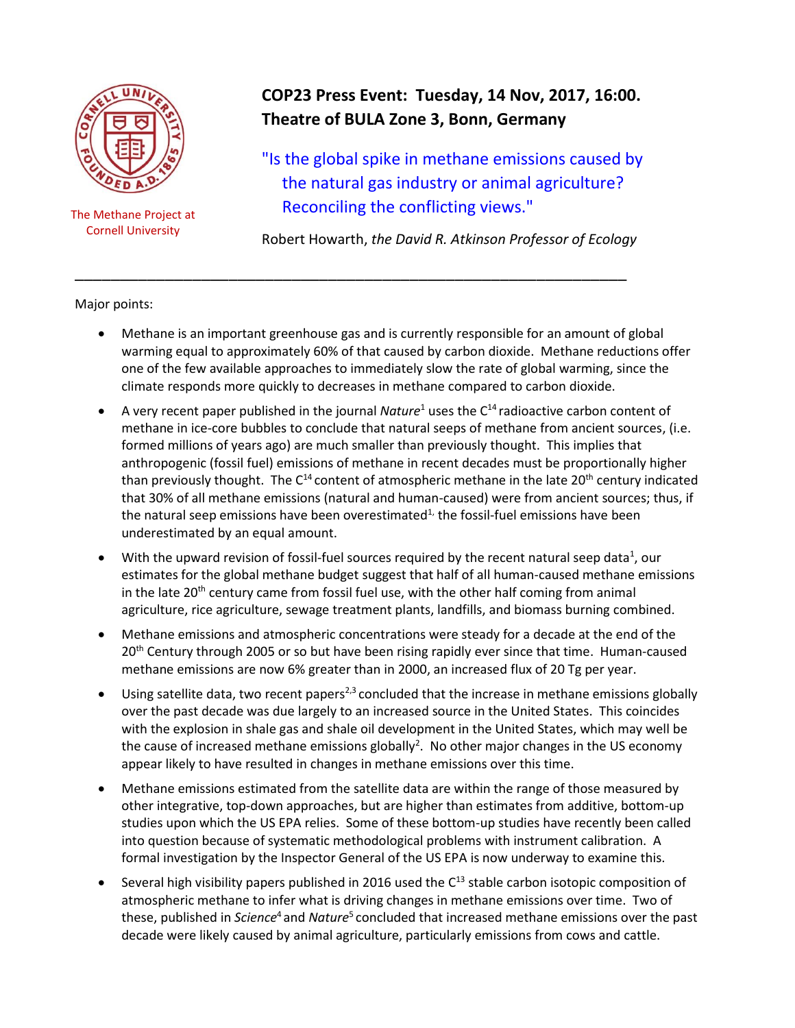The Methane Project at Cornell University

## COP23 Press Event: Tuesday, 14 Nov, 2017, 16:00. Theatre of BULA Zone 3, Bonn, Germany

"Is the global spike in methane emissions caused by the natural gas industry or animal agriculture? Reconciling the conflicting views."

Robert Howarth, *the David R. Atkinson Professor of Ecology*

---

Major points:

- Methane is an important greenhouse gas and is currently responsible for an amount of global warming equal to approximately 60% of that caused by carbon dioxide. Methane reductions offer one of the few available approaches to immediately slow the rate of global warming, since the climate responds more quickly to decreases in methane compared to carbon dioxide.
- A very recent paper published in the journal *Nature*[1] uses the $C^{14}$ radioactive carbon content of methane in ice-core bubbles to conclude that natural seeps of methane from ancient sources, (i.e. formed millions of years ago) are much smaller than previously thought. This implies that anthropogenic (fossil fuel) emissions of methane in recent decades must be proportionally higher than previously thought. The $C^{14}$ content of atmospheric methane in the late 20th century indicated that 30% of all methane emissions (natural and human-caused) were from ancient sources; thus, if the natural seep emissions have been overestimated[1], the fossil-fuel emissions have been underestimated by an equal amount.
- With the upward revision of fossil-fuel sources required by the recent natural seep data[1], our estimates for the global methane budget suggest that half of all human-caused methane emissions in the late 20th century came from fossil fuel use, with the other half coming from animal agriculture, rice agriculture, sewage treatment plants, landfills, and biomass burning combined.
- Methane emissions and atmospheric concentrations were steady for a decade at the end of the 20th Century through 2005 or so but have been rising rapidly ever since that time. Human-caused methane emissions are now 6% greater than in 2000, an increased flux of 20 Tg per year.
- Using satellite data, two recent papers[2,3] concluded that the increase in methane emissions globally over the past decade was due largely to an increased source in the United States. This coincides with the explosion in shale gas and shale oil development in the United States, which may well be the cause of increased methane emissions globally[2]. No other major changes in the US economy appear likely to have resulted in changes in methane emissions over this time.
- Methane emissions estimated from the satellite data are within the range of those measured by other integrative, top-down approaches, but are higher than estimates from additive, bottom-up studies upon which the US EPA relies. Some of these bottom-up studies have recently been called into question because of systematic methodological problems with instrument calibration. A formal investigation by the Inspector General of the US EPA is now underway to examine this.
- Several high visibility papers published in 2016 used the $C^{13}$ stable carbon isotopic composition of atmospheric methane to infer what is driving changes in methane emissions over time. Two of these, published in *Science*[4] and *Nature*[5] concluded that increased methane emissions over the past decade were likely caused by animal agriculture, particularly emissions from cows and cattle.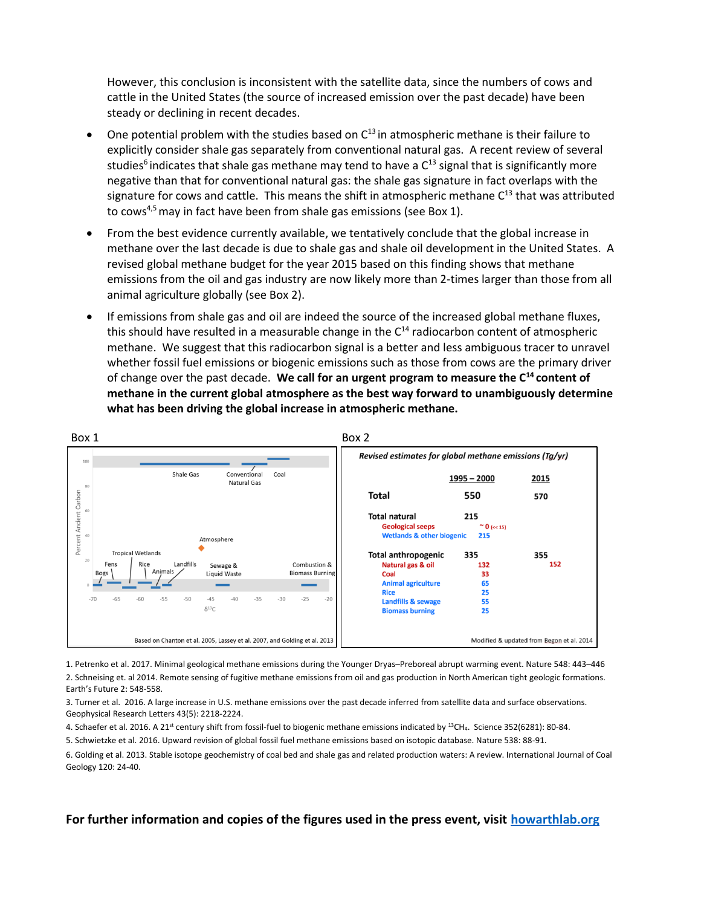However, this conclusion is inconsistent with the satellite data, since the numbers of cows and cattle in the United States (the source of increased emission over the past decade) have been steady or declining in recent decades.

- One potential problem with the studies based on $C^{13}$ in atmospheric methane is their failure to explicitly consider shale gas separately from conventional natural gas. A recent review of several studies[6] indicates that shale gas methane may tend to have a $C^{13}$ signal that is significantly more negative than that for conventional natural gas: the shale gas signature in fact overlaps with the signature for cows and cattle. This means the shift in atmospheric methane $C^{13}$ that was attributed to cows[4,5] may in fact have been from shale gas emissions (see Box 1).

- From the best evidence currently available, we tentatively conclude that the global increase in methane over the last decade is due to shale gas and shale oil development in the United States. A revised global methane budget for the year 2015 based on this finding shows that methane emissions from the oil and gas industry are now likely more than 2-times larger than those from all animal agriculture globally (see Box 2).

- If emissions from shale gas and oil are indeed the source of the increased global methane fluxes, this should have resulted in a measurable change in the $C^{14}$ radiocarbon content of atmospheric methane. We suggest that this radiocarbon signal is a better and less ambiguous tracer to unravel whether fossil fuel emissions or biogenic emissions such as those from cows are the primary driver of change over the past decade. **We call for an urgent program to measure the $C^{14}$ content of methane in the current global atmosphere as the best way forward to unambiguously determine what has been driving the global increase in atmospheric methane.**

Box 1

Percent Ancient Carbon
100
80
60
40
20
0
Shale Gas
Conventional Natural Gas
Coal
Atmosphere
Tropical Wetlands
Fens
Bogs
Rice
Animals
Landfills
Sewage & Liquid Waste
Combustion & Biomass Burning
-70 -65 -60 -55 -50 -45 -40 -35 -30 -25 -20
$\delta^{13}C$

Based on Chanton et al. 2005, Lassey et al. 2007, and Golding et al. 2013

Box 2

*Revised estimates for global methane emissions (Tg/yr)*

| | 1995 – 2000 | 2015 |
|---|---|---|
| **Total** | **550** | **570** |
| Total natural | 215 | |
| Geological seeps | ~ 0 (<< 15) | |
| Wetlands & other biogenic | 215 | |
| Total anthropogenic | 335 | 355 |
| Natural gas & oil | 132 | 152 |
| Coal | 33 | |
| Animal agriculture | 65 | |
| Rice | 25 | |
| Landfills & sewage | 55 | |
| Biomass burning | 25 | |

Modified & updated from Begon et al. 2014

1. Petrenko et al. 2017. Minimal geological methane emissions during the Younger Dryas–Preboreal abrupt warming event. Nature 548: 443–446
2. Schneising et. al 2014. Remote sensing of fugitive methane emissions from oil and gas production in North American tight geologic formations. Earth's Future 2: 548-558.
3. Turner et al. 2016. A large increase in U.S. methane emissions over the past decade inferred from satellite data and surface observations. Geophysical Research Letters 43(5): 2218-2224.
4. Schaefer et al. 2016. A 21st century shift from fossil-fuel to biogenic methane emissions indicated by $^{13}CH_4$. Science 352(6281): 80-84.
5. Schwietzke et al. 2016. Upward revision of global fossil fuel methane emissions based on isotopic database. Nature 538: 88-91.
6. Golding et al. 2013. Stable isotope geochemistry of coal bed and shale gas and related production waters: A review. International Journal of Coal Geology 120: 24-40.

**For further information and copies of the figures used in the press event, visit howarthlab.org**